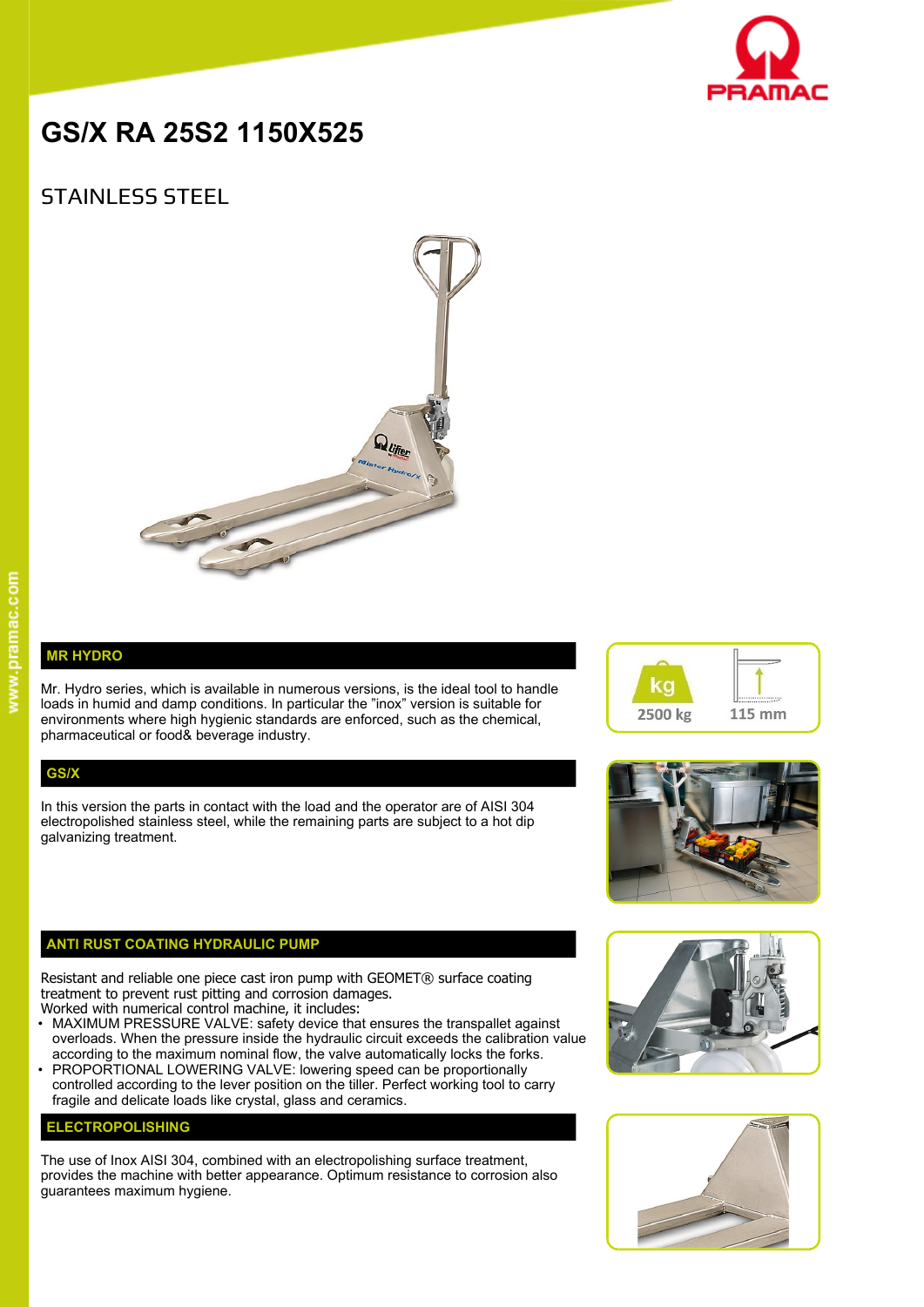# GS/X RA 25S2 1150X525

## STAINLESS STEEL

2500 kg

115 mm

## MR HYDRO

Mr. Hydro series, which is available in numerous versions, is the ideal tool to handle loads in humid and damp conditions. In particular the "inox" version is suitable for environments where high hygienic standards are enforced, such as the chemical, pharmaceutical or food& beverage industry.

## GS/X

In this version the parts in contact with the load and the operator are of AISI 304 electropolished stainless steel, while the remaining parts are subject to a hot dip galvanizing treatment.

## ANTI RUST COATING HYDRAULIC PUMP

Resistant and reliable one piece cast iron pump with GEOMET® surface coating treatment to prevent rust pitting and corrosion damages.
Worked with numerical control machine, it includes:

- MAXIMUM PRESSURE VALVE: safety device that ensures the transpallet against overloads. When the pressure inside the hydraulic circuit exceeds the calibration value according to the maximum nominal flow, the valve automatically locks the forks.
- PROPORTIONAL LOWERING VALVE: lowering speed can be proportionally controlled according to the lever position on the tiller. Perfect working tool to carry fragile and delicate loads like crystal, glass and ceramics.

## ELECTROPOLISHING

The use of Inox AISI 304, combined with an electropolishing surface treatment, provides the machine with better appearance. Optimum resistance to corrosion also guarantees maximum hygiene.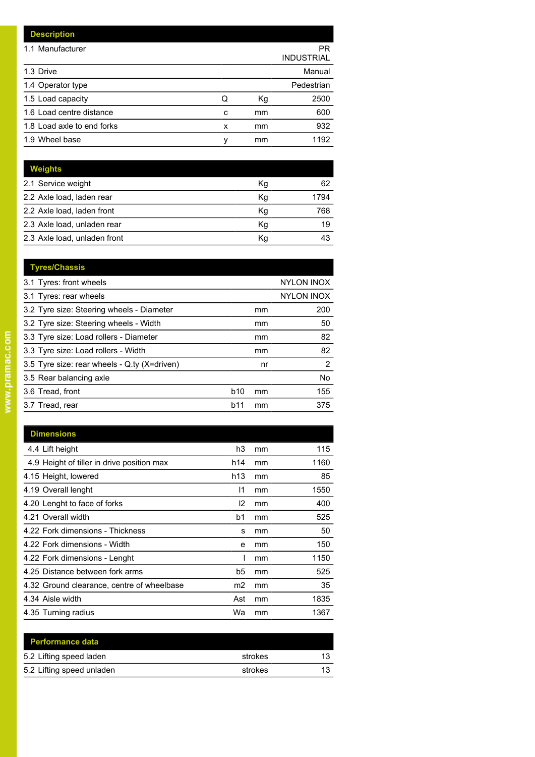| Description | | | |
|---|---|---|---|
| 1.1 Manufacturer | | | PR INDUSTRIAL |
| 1.3 Drive | | | Manual |
| 1.4 Operator type | | | Pedestrian |
| 1.5 Load capacity | Q | Kg | 2500 |
| 1.6 Load centre distance | c | mm | 600 |
| 1.8 Load axle to end forks | x | mm | 932 |
| 1.9 Wheel base | y | mm | 1192 |

| Weights | | | |
|---|---|---|---|
| 2.1 Service weight | | Kg | 62 |
| 2.2 Axle load, laden rear | | Kg | 1794 |
| 2.2 Axle load, laden front | | Kg | 768 |
| 2.3 Axle load, unladen rear | | Kg | 19 |
| 2.3 Axle load, unladen front | | Kg | 43 |

| Tyres/Chassis | | | |
|---|---|---|---|
| 3.1 Tyres: front wheels | | | NYLON INOX |
| 3.1 Tyres: rear wheels | | | NYLON INOX |
| 3.2 Tyre size: Steering wheels - Diameter | | mm | 200 |
| 3.2 Tyre size: Steering wheels - Width | | mm | 50 |
| 3.3 Tyre size: Load rollers - Diameter | | mm | 82 |
| 3.3 Tyre size: Load rollers - Width | | mm | 82 |
| 3.5 Tyre size: rear wheels - Q.ty (X=driven) | | nr | 2 |
| 3.5 Rear balancing axle | | | No |
| 3.6 Tread, front | b10 | mm | 155 |
| 3.7 Tread, rear | b11 | mm | 375 |

| Dimensions | | | |
|---|---|---|---|
| 4.4 Lift height | h3 | mm | 115 |
| 4.9 Height of tiller in drive position max | h14 | mm | 1160 |
| 4.15 Height, lowered | h13 | mm | 85 |
| 4.19 Overall lenght | l1 | mm | 1550 |
| 4.20 Lenght to face of forks | l2 | mm | 400 |
| 4.21 Overall width | b1 | mm | 525 |
| 4.22 Fork dimensions - Thickness | s | mm | 50 |
| 4.22 Fork dimensions - Width | e | mm | 150 |
| 4.22 Fork dimensions - Lenght | l | mm | 1150 |
| 4.25 Distance between fork arms | b5 | mm | 525 |
| 4.32 Ground clearance, centre of wheelbase | m2 | mm | 35 |
| 4.34 Aisle width | Ast | mm | 1835 |
| 4.35 Turning radius | Wa | mm | 1367 |

| Performance data | | | |
|---|---|---|---|
| 5.2 Lifting speed laden | | strokes | 13 |
| 5.2 Lifting speed unladen | | strokes | 13 |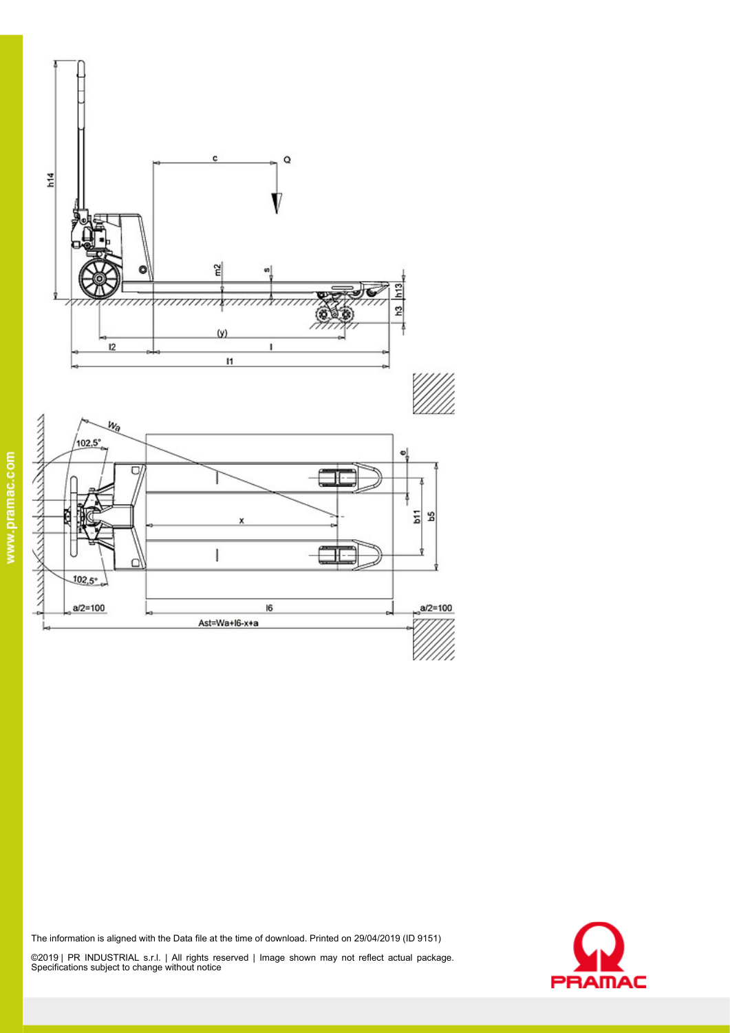h14

c

Q

m2

s

h13

h3

(y)

l2

l

l1

Wa

102,5°

e

x

b11

b5

102,5°

a/2=100

l6

a/2=100

Ast=Wa+l6-x+a

The information is aligned with the Data file at the time of download. Printed on 29/04/2019 (ID 9151)

©2019 | PR INDUSTRIAL s.r.l. | All rights reserved | Image shown may not reflect actual package. Specifications subject to change without notice